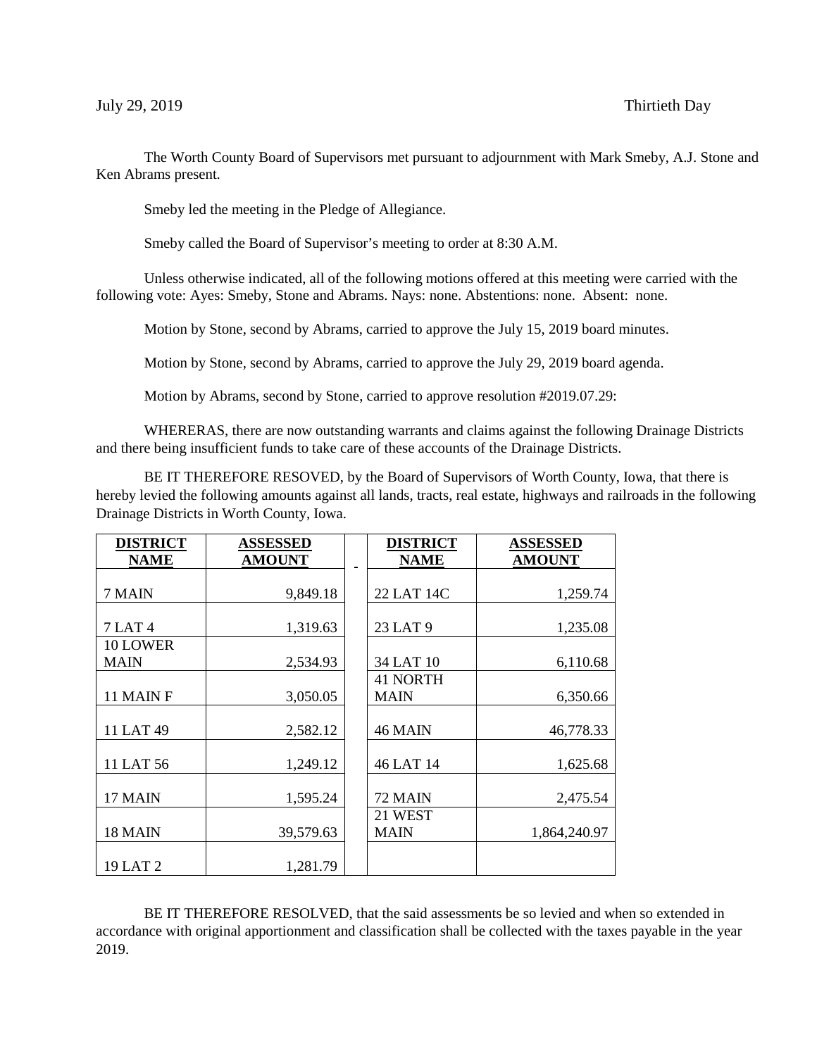July 29, 2019 Thirtieth Day

The Worth County Board of Supervisors met pursuant to adjournment with Mark Smeby, A.J. Stone and Ken Abrams present.

Smeby led the meeting in the Pledge of Allegiance.

Smeby called the Board of Supervisor's meeting to order at 8:30 A.M.

Unless otherwise indicated, all of the following motions offered at this meeting were carried with the following vote: Ayes: Smeby, Stone and Abrams. Nays: none. Abstentions: none. Absent: none.

Motion by Stone, second by Abrams, carried to approve the July 15, 2019 board minutes.

Motion by Stone, second by Abrams, carried to approve the July 29, 2019 board agenda.

Motion by Abrams, second by Stone, carried to approve resolution #2019.07.29:

WHERERAS, there are now outstanding warrants and claims against the following Drainage Districts and there being insufficient funds to take care of these accounts of the Drainage Districts.

BE IT THEREFORE RESOVED, by the Board of Supervisors of Worth County, Iowa, that there is hereby levied the following amounts against all lands, tracts, real estate, highways and railroads in the following Drainage Districts in Worth County, Iowa.

| **DISTRICT NAME** | **ASSESSED AMOUNT** | | **DISTRICT NAME** | **ASSESSED AMOUNT** |
|---|---|---|---|---|
| 7 MAIN | 9,849.18 | | 22 LAT 14C | 1,259.74 |
| 7 LAT 4 | 1,319.63 | | 23 LAT 9 | 1,235.08 |
| 10 LOWER MAIN | 2,534.93 | | 34 LAT 10 | 6,110.68 |
| 11 MAIN F | 3,050.05 | | 41 NORTH MAIN | 6,350.66 |
| 11 LAT 49 | 2,582.12 | | 46 MAIN | 46,778.33 |
| 11 LAT 56 | 1,249.12 | | 46 LAT 14 | 1,625.68 |
| 17 MAIN | 1,595.24 | | 72 MAIN | 2,475.54 |
| 18 MAIN | 39,579.63 | | 21 WEST MAIN | 1,864,240.97 |
| 19 LAT 2 | 1,281.79 | | | |

BE IT THEREFORE RESOLVED, that the said assessments be so levied and when so extended in accordance with original apportionment and classification shall be collected with the taxes payable in the year 2019.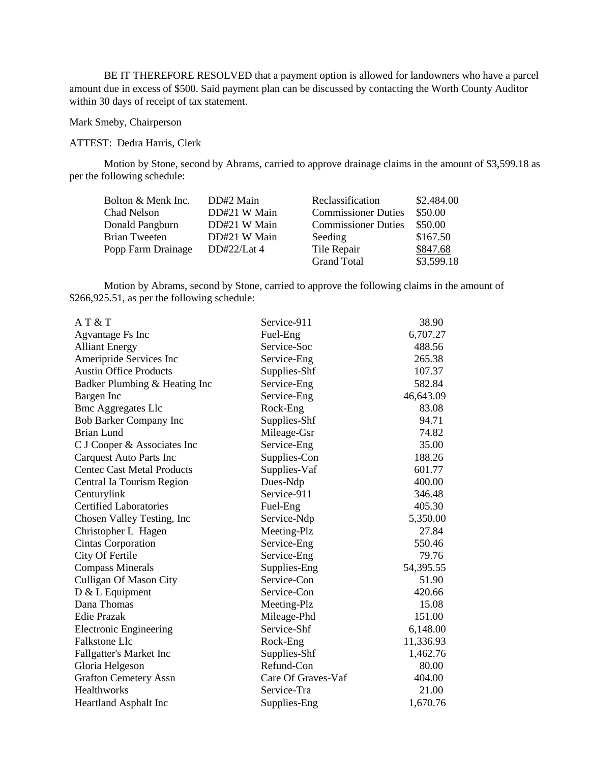BE IT THEREFORE RESOLVED that a payment option is allowed for landowners who have a parcel amount due in excess of $500. Said payment plan can be discussed by contacting the Worth County Auditor within 30 days of receipt of tax statement.

Mark Smeby, Chairperson

ATTEST: Dedra Harris, Clerk

Motion by Stone, second by Abrams, carried to approve drainage claims in the amount of $3,599.18 as per the following schedule:

| | | | |
|---|---|---|---|
| Bolton & Menk Inc. | DD#2 Main | Reclassification | $2,484.00 |
| Chad Nelson | DD#21 W Main | Commissioner Duties | $50.00 |
| Donald Pangburn | DD#21 W Main | Commissioner Duties | $50.00 |
| Brian Tweeten | DD#21 W Main | Seeding | $167.50 |
| Popp Farm Drainage | DD#22/Lat 4 | Tile Repair | $847.68 |
| | | Grand Total | $3,599.18 |

Motion by Abrams, second by Stone, carried to approve the following claims in the amount of $266,925.51, as per the following schedule:

| | | |
|---|---|---|
| A T & T | Service-911 | 38.90 |
| Agvantage Fs Inc | Fuel-Eng | 6,707.27 |
| Alliant Energy | Service-Soc | 488.56 |
| Ameripride Services Inc | Service-Eng | 265.38 |
| Austin Office Products | Supplies-Shf | 107.37 |
| Badker Plumbing & Heating Inc | Service-Eng | 582.84 |
| Bargen Inc | Service-Eng | 46,643.09 |
| Bmc Aggregates Llc | Rock-Eng | 83.08 |
| Bob Barker Company Inc | Supplies-Shf | 94.71 |
| Brian Lund | Mileage-Gsr | 74.82 |
| C J Cooper & Associates Inc | Service-Eng | 35.00 |
| Carquest Auto Parts Inc | Supplies-Con | 188.26 |
| Centec Cast Metal Products | Supplies-Vaf | 601.77 |
| Central Ia Tourism Region | Dues-Ndp | 400.00 |
| Centurylink | Service-911 | 346.48 |
| Certified Laboratories | Fuel-Eng | 405.30 |
| Chosen Valley Testing, Inc | Service-Ndp | 5,350.00 |
| Christopher L Hagen | Meeting-Plz | 27.84 |
| Cintas Corporation | Service-Eng | 550.46 |
| City Of Fertile | Service-Eng | 79.76 |
| Compass Minerals | Supplies-Eng | 54,395.55 |
| Culligan Of Mason City | Service-Con | 51.90 |
| D & L Equipment | Service-Con | 420.66 |
| Dana Thomas | Meeting-Plz | 15.08 |
| Edie Prazak | Mileage-Phd | 151.00 |
| Electronic Engineering | Service-Shf | 6,148.00 |
| Falkstone Llc | Rock-Eng | 11,336.93 |
| Fallgatter's Market Inc | Supplies-Shf | 1,462.76 |
| Gloria Helgeson | Refund-Con | 80.00 |
| Grafton Cemetery Assn | Care Of Graves-Vaf | 404.00 |
| Healthworks | Service-Tra | 21.00 |
| Heartland Asphalt Inc | Supplies-Eng | 1,670.76 |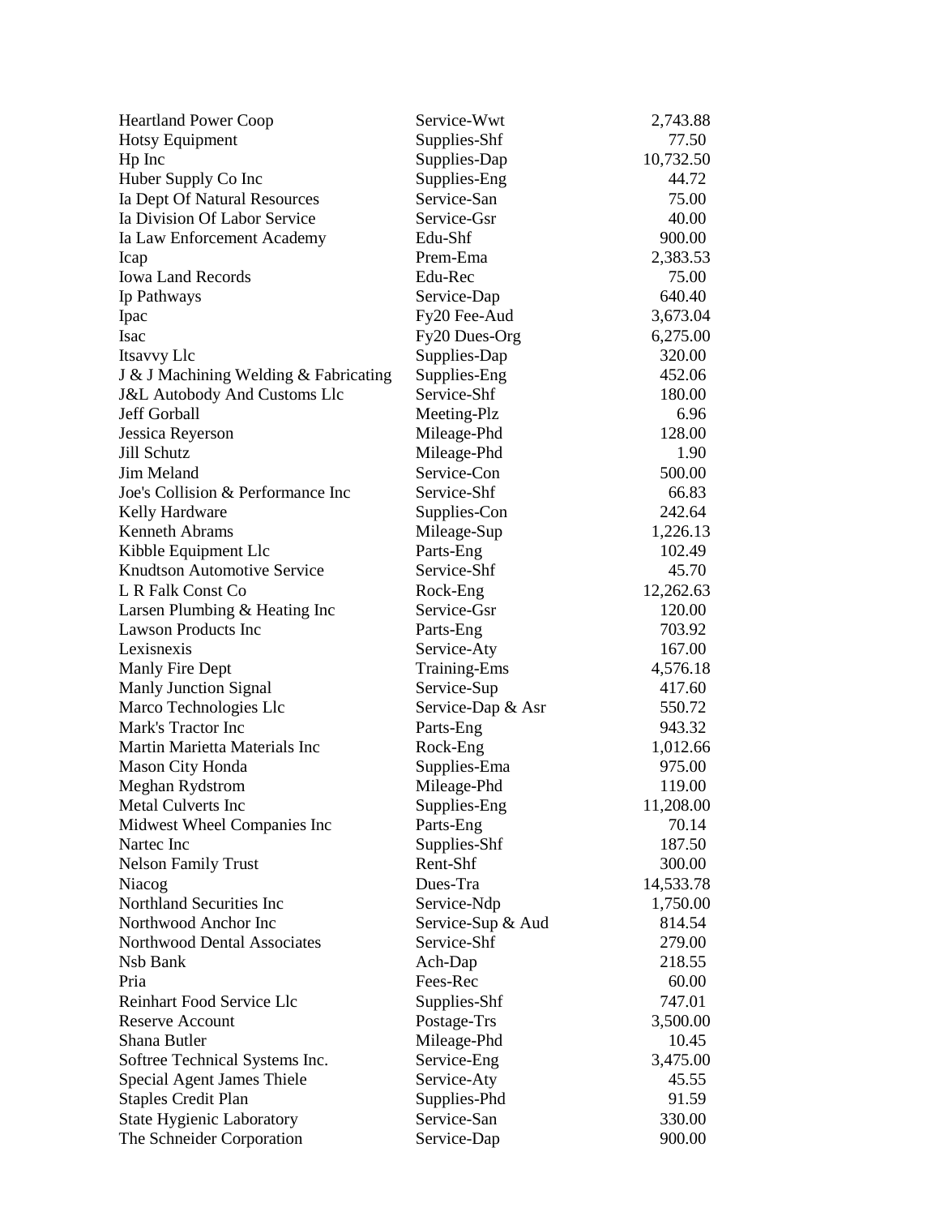| | | |
|---|---|---|
| Heartland Power Coop | Service-Wwt | 2,743.88 |
| Hotsy Equipment | Supplies-Shf | 77.50 |
| Hp Inc | Supplies-Dap | 10,732.50 |
| Huber Supply Co Inc | Supplies-Eng | 44.72 |
| Ia Dept Of Natural Resources | Service-San | 75.00 |
| Ia Division Of Labor Service | Service-Gsr | 40.00 |
| Ia Law Enforcement Academy | Edu-Shf | 900.00 |
| Icap | Prem-Ema | 2,383.53 |
| Iowa Land Records | Edu-Rec | 75.00 |
| Ip Pathways | Service-Dap | 640.40 |
| Ipac | Fy20 Fee-Aud | 3,673.04 |
| Isac | Fy20 Dues-Org | 6,275.00 |
| Itsavvy Llc | Supplies-Dap | 320.00 |
| J & J Machining Welding & Fabricating | Supplies-Eng | 452.06 |
| J&L Autobody And Customs Llc | Service-Shf | 180.00 |
| Jeff Gorball | Meeting-Plz | 6.96 |
| Jessica Reyerson | Mileage-Phd | 128.00 |
| Jill Schutz | Mileage-Phd | 1.90 |
| Jim Meland | Service-Con | 500.00 |
| Joe's Collision & Performance Inc | Service-Shf | 66.83 |
| Kelly Hardware | Supplies-Con | 242.64 |
| Kenneth Abrams | Mileage-Sup | 1,226.13 |
| Kibble Equipment Llc | Parts-Eng | 102.49 |
| Knudtson Automotive Service | Service-Shf | 45.70 |
| L R Falk Const Co | Rock-Eng | 12,262.63 |
| Larsen Plumbing & Heating Inc | Service-Gsr | 120.00 |
| Lawson Products Inc | Parts-Eng | 703.92 |
| Lexisnexis | Service-Aty | 167.00 |
| Manly Fire Dept | Training-Ems | 4,576.18 |
| Manly Junction Signal | Service-Sup | 417.60 |
| Marco Technologies Llc | Service-Dap & Asr | 550.72 |
| Mark's Tractor Inc | Parts-Eng | 943.32 |
| Martin Marietta Materials Inc | Rock-Eng | 1,012.66 |
| Mason City Honda | Supplies-Ema | 975.00 |
| Meghan Rydstrom | Mileage-Phd | 119.00 |
| Metal Culverts Inc | Supplies-Eng | 11,208.00 |
| Midwest Wheel Companies Inc | Parts-Eng | 70.14 |
| Nartec Inc | Supplies-Shf | 187.50 |
| Nelson Family Trust | Rent-Shf | 300.00 |
| Niacog | Dues-Tra | 14,533.78 |
| Northland Securities Inc | Service-Ndp | 1,750.00 |
| Northwood Anchor Inc | Service-Sup & Aud | 814.54 |
| Northwood Dental Associates | Service-Shf | 279.00 |
| Nsb Bank | Ach-Dap | 218.55 |
| Pria | Fees-Rec | 60.00 |
| Reinhart Food Service Llc | Supplies-Shf | 747.01 |
| Reserve Account | Postage-Trs | 3,500.00 |
| Shana Butler | Mileage-Phd | 10.45 |
| Softree Technical Systems Inc. | Service-Eng | 3,475.00 |
| Special Agent James Thiele | Service-Aty | 45.55 |
| Staples Credit Plan | Supplies-Phd | 91.59 |
| State Hygienic Laboratory | Service-San | 330.00 |
| The Schneider Corporation | Service-Dap | 900.00 |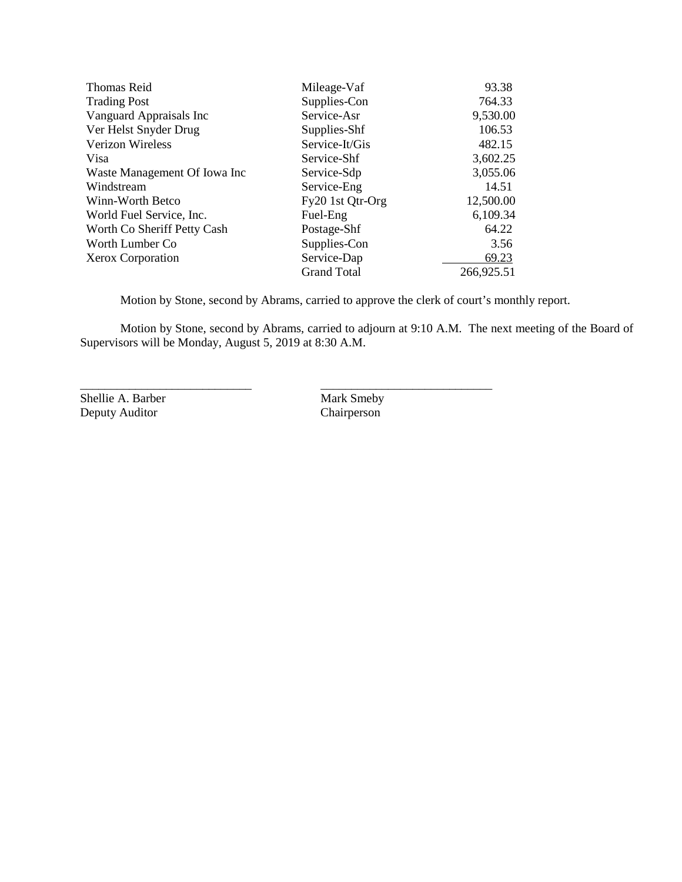| | | |
|---|---|---|
| Thomas Reid | Mileage-Vaf | 93.38 |
| Trading Post | Supplies-Con | 764.33 |
| Vanguard Appraisals Inc | Service-Asr | 9,530.00 |
| Ver Helst Snyder Drug | Supplies-Shf | 106.53 |
| Verizon Wireless | Service-It/Gis | 482.15 |
| Visa | Service-Shf | 3,602.25 |
| Waste Management Of Iowa Inc | Service-Sdp | 3,055.06 |
| Windstream | Service-Eng | 14.51 |
| Winn-Worth Betco | Fy20 1st Qtr-Org | 12,500.00 |
| World Fuel Service, Inc. | Fuel-Eng | 6,109.34 |
| Worth Co Sheriff Petty Cash | Postage-Shf | 64.22 |
| Worth Lumber Co | Supplies-Con | 3.56 |
| Xerox Corporation | Service-Dap | 69.23 |
| | Grand Total | 266,925.51 |

Motion by Stone, second by Abrams, carried to approve the clerk of court's monthly report.

Motion by Stone, second by Abrams, carried to adjourn at 9:10 A.M. The next meeting of the Board of Supervisors will be Monday, August 5, 2019 at 8:30 A.M.

____________________________ ____________________________

Shellie A. Barber — Deputy Auditor

Mark Smeby — Chairperson